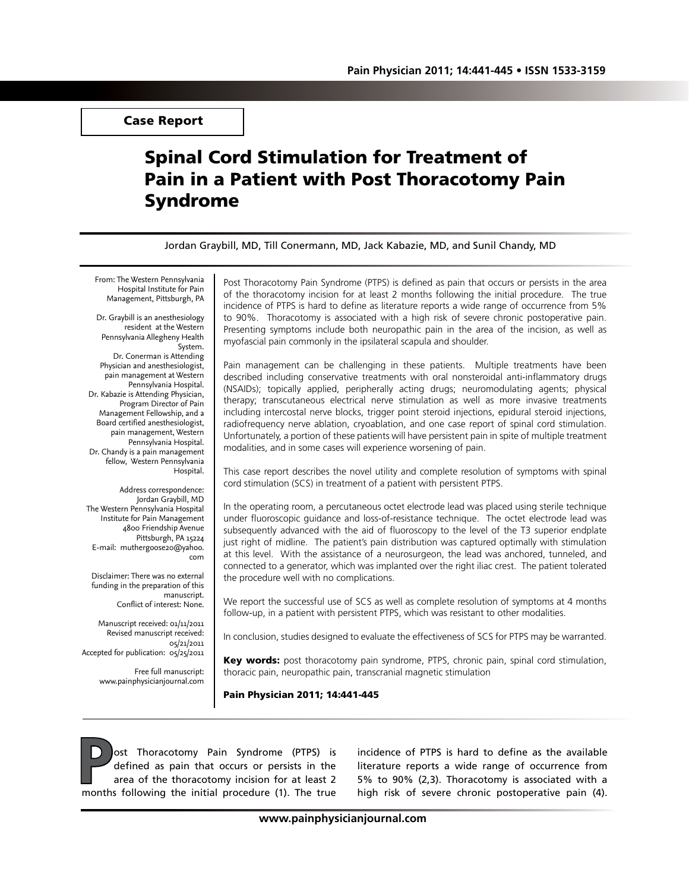Case Report

# Spinal Cord Stimulation for Treatment of Pain in a Patient with Post Thoracotomy Pain Syndrome

Jordan Graybill, MD, Till Conermann, MD, Jack Kabazie, MD, and Sunil Chandy, MD

From: The Western Pennsylvania Hospital Institute for Pain Management, Pittsburgh, PA

Dr. Graybill is an anesthesiology resident at the Western Pennsylvania Allegheny Health System.
Dr. Conerman is Attending Physician and anesthesiologist, pain management at Western Pennsylvania Hospital.
Dr. Kabazie is Attending Physician, Program Director of Pain Management Fellowship, and a Board certified anesthesiologist, pain management, Western Pennsylvania Hospital.
Dr. Chandy is a pain management fellow, Western Pennsylvania Hospital.

Address correspondence:
Jordan Graybill, MD
The Western Pennsylvania Hospital Institute for Pain Management
4800 Friendship Avenue
Pittsburgh, PA 15224
E-mail: muthergoose20@yahoo.com

Disclaimer: There was no external funding in the preparation of this manuscript.
Conflict of interest: None.

Manuscript received: 01/11/2011
Revised manuscript received: 05/21/2011
Accepted for publication: 05/25/2011

Free full manuscript: www.painphysicianjournal.com

Post Thoracotomy Pain Syndrome (PTPS) is defined as pain that occurs or persists in the area of the thoracotomy incision for at least 2 months following the initial procedure. The true incidence of PTPS is hard to define as literature reports a wide range of occurrence from 5% to 90%. Thoracotomy is associated with a high risk of severe chronic postoperative pain. Presenting symptoms include both neuropathic pain in the area of the incision, as well as myofascial pain commonly in the ipsilateral scapula and shoulder.

Pain management can be challenging in these patients. Multiple treatments have been described including conservative treatments with oral nonsteroidal anti-inflammatory drugs (NSAIDs); topically applied, peripherally acting drugs; neuromodulating agents; physical therapy; transcutaneous electrical nerve stimulation as well as more invasive treatments including intercostal nerve blocks, trigger point steroid injections, epidural steroid injections, radiofrequency nerve ablation, cryoablation, and one case report of spinal cord stimulation. Unfortunately, a portion of these patients will have persistent pain in spite of multiple treatment modalities, and in some cases will experience worsening of pain.

This case report describes the novel utility and complete resolution of symptoms with spinal cord stimulation (SCS) in treatment of a patient with persistent PTPS.

In the operating room, a percutaneous octet electrode lead was placed using sterile technique under fluoroscopic guidance and loss-of-resistance technique. The octet electrode lead was subsequently advanced with the aid of fluoroscopy to the level of the T3 superior endplate just right of midline. The patient's pain distribution was captured optimally with stimulation at this level. With the assistance of a neurosurgeon, the lead was anchored, tunneled, and connected to a generator, which was implanted over the right iliac crest. The patient tolerated the procedure well with no complications.

We report the successful use of SCS as well as complete resolution of symptoms at 4 months follow-up, in a patient with persistent PTPS, which was resistant to other modalities.

In conclusion, studies designed to evaluate the effectiveness of SCS for PTPS may be warranted.

**Key words:** post thoracotomy pain syndrome, PTPS, chronic pain, spinal cord stimulation, thoracic pain, neuropathic pain, transcranial magnetic stimulation

**Pain Physician 2011; 14:441-445**

Post Thoracotomy Pain Syndrome (PTPS) is defined as pain that occurs or persists in the area of the thoracotomy incision for at least 2 months following the initial procedure (1). The true incidence of PTPS is hard to define as the available literature reports a wide range of occurrence from 5% to 90% (2,3). Thoracotomy is associated with a high risk of severe chronic postoperative pain (4).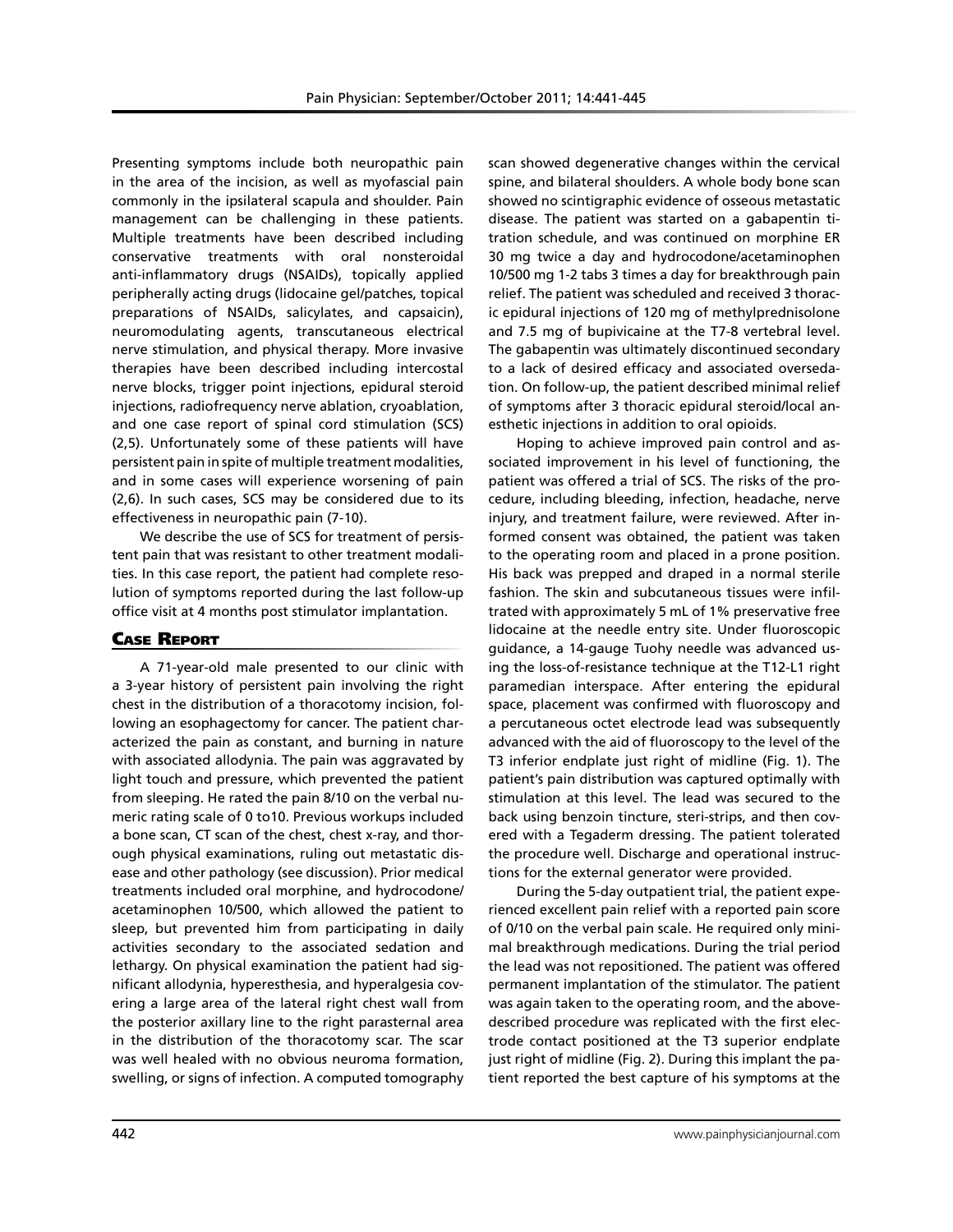Presenting symptoms include both neuropathic pain in the area of the incision, as well as myofascial pain commonly in the ipsilateral scapula and shoulder. Pain management can be challenging in these patients. Multiple treatments have been described including conservative treatments with oral nonsteroidal anti-inflammatory drugs (NSAIDs), topically applied peripherally acting drugs (lidocaine gel/patches, topical preparations of NSAIDs, salicylates, and capsaicin), neuromodulating agents, transcutaneous electrical nerve stimulation, and physical therapy. More invasive therapies have been described including intercostal nerve blocks, trigger point injections, epidural steroid injections, radiofrequency nerve ablation, cryoablation, and one case report of spinal cord stimulation (SCS) (2,5). Unfortunately some of these patients will have persistent pain in spite of multiple treatment modalities, and in some cases will experience worsening of pain (2,6). In such cases, SCS may be considered due to its effectiveness in neuropathic pain (7-10).

We describe the use of SCS for treatment of persistent pain that was resistant to other treatment modalities. In this case report, the patient had complete resolution of symptoms reported during the last follow-up office visit at 4 months post stimulator implantation.

## Case Report

A 71-year-old male presented to our clinic with a 3-year history of persistent pain involving the right chest in the distribution of a thoracotomy incision, following an esophagectomy for cancer. The patient characterized the pain as constant, and burning in nature with associated allodynia. The pain was aggravated by light touch and pressure, which prevented the patient from sleeping. He rated the pain 8/10 on the verbal numeric rating scale of 0 to10. Previous workups included a bone scan, CT scan of the chest, chest x-ray, and thorough physical examinations, ruling out metastatic disease and other pathology (see discussion). Prior medical treatments included oral morphine, and hydrocodone/acetaminophen 10/500, which allowed the patient to sleep, but prevented him from participating in daily activities secondary to the associated sedation and lethargy. On physical examination the patient had significant allodynia, hyperesthesia, and hyperalgesia covering a large area of the lateral right chest wall from the posterior axillary line to the right parasternal area in the distribution of the thoracotomy scar. The scar was well healed with no obvious neuroma formation, swelling, or signs of infection. A computed tomography scan showed degenerative changes within the cervical spine, and bilateral shoulders. A whole body bone scan showed no scintigraphic evidence of osseous metastatic disease. The patient was started on a gabapentin titration schedule, and was continued on morphine ER 30 mg twice a day and hydrocodone/acetaminophen 10/500 mg 1-2 tabs 3 times a day for breakthrough pain relief. The patient was scheduled and received 3 thoracic epidural injections of 120 mg of methylprednisolone and 7.5 mg of bupivicaine at the T7-8 vertebral level. The gabapentin was ultimately discontinued secondary to a lack of desired efficacy and associated oversedation. On follow-up, the patient described minimal relief of symptoms after 3 thoracic epidural steroid/local anesthetic injections in addition to oral opioids.

Hoping to achieve improved pain control and associated improvement in his level of functioning, the patient was offered a trial of SCS. The risks of the procedure, including bleeding, infection, headache, nerve injury, and treatment failure, were reviewed. After informed consent was obtained, the patient was taken to the operating room and placed in a prone position. His back was prepped and draped in a normal sterile fashion. The skin and subcutaneous tissues were infiltrated with approximately 5 mL of 1% preservative free lidocaine at the needle entry site. Under fluoroscopic guidance, a 14-gauge Tuohy needle was advanced using the loss-of-resistance technique at the T12-L1 right paramedian interspace. After entering the epidural space, placement was confirmed with fluoroscopy and a percutaneous octet electrode lead was subsequently advanced with the aid of fluoroscopy to the level of the T3 inferior endplate just right of midline (Fig. 1). The patient's pain distribution was captured optimally with stimulation at this level. The lead was secured to the back using benzoin tincture, steri-strips, and then covered with a Tegaderm dressing. The patient tolerated the procedure well. Discharge and operational instructions for the external generator were provided.

During the 5-day outpatient trial, the patient experienced excellent pain relief with a reported pain score of 0/10 on the verbal pain scale. He required only minimal breakthrough medications. During the trial period the lead was not repositioned. The patient was offered permanent implantation of the stimulator. The patient was again taken to the operating room, and the above-described procedure was replicated with the first electrode contact positioned at the T3 superior endplate just right of midline (Fig. 2). During this implant the patient reported the best capture of his symptoms at the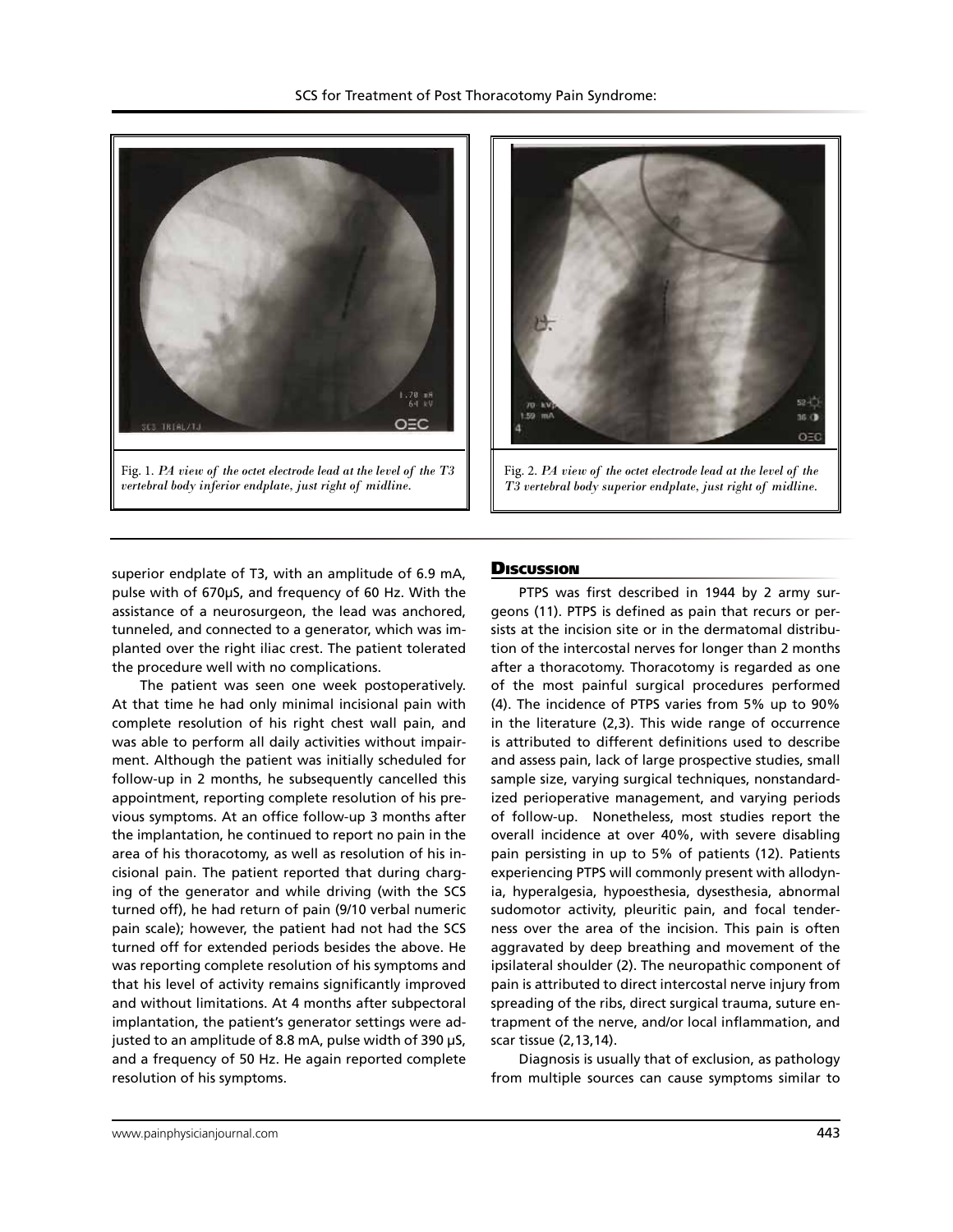Fig. 1. *PA view of the octet electrode lead at the level of the T3 vertebral body inferior endplate, just right of midline.*

Fig. 2. *PA view of the octet electrode lead at the level of the T3 vertebral body superior endplate, just right of midline.*

superior endplate of T3, with an amplitude of 6.9 mA, pulse with of 670µS, and frequency of 60 Hz. With the assistance of a neurosurgeon, the lead was anchored, tunneled, and connected to a generator, which was implanted over the right iliac crest. The patient tolerated the procedure well with no complications.

The patient was seen one week postoperatively. At that time he had only minimal incisional pain with complete resolution of his right chest wall pain, and was able to perform all daily activities without impairment. Although the patient was initially scheduled for follow-up in 2 months, he subsequently cancelled this appointment, reporting complete resolution of his previous symptoms. At an office follow-up 3 months after the implantation, he continued to report no pain in the area of his thoracotomy, as well as resolution of his incisional pain. The patient reported that during charging of the generator and while driving (with the SCS turned off), he had return of pain (9/10 verbal numeric pain scale); however, the patient had not had the SCS turned off for extended periods besides the above. He was reporting complete resolution of his symptoms and that his level of activity remains significantly improved and without limitations. At 4 months after subpectoral implantation, the patient's generator settings were adjusted to an amplitude of 8.8 mA, pulse width of 390 µS, and a frequency of 50 Hz. He again reported complete resolution of his symptoms.

## Discussion

PTPS was first described in 1944 by 2 army surgeons (11). PTPS is defined as pain that recurs or persists at the incision site or in the dermatomal distribution of the intercostal nerves for longer than 2 months after a thoracotomy. Thoracotomy is regarded as one of the most painful surgical procedures performed (4). The incidence of PTPS varies from 5% up to 90% in the literature (2,3). This wide range of occurrence is attributed to different definitions used to describe and assess pain, lack of large prospective studies, small sample size, varying surgical techniques, nonstandardized perioperative management, and varying periods of follow-up. Nonetheless, most studies report the overall incidence at over 40%, with severe disabling pain persisting in up to 5% of patients (12). Patients experiencing PTPS will commonly present with allodynia, hyperalgesia, hypoesthesia, dysesthesia, abnormal sudomotor activity, pleuritic pain, and focal tenderness over the area of the incision. This pain is often aggravated by deep breathing and movement of the ipsilateral shoulder (2). The neuropathic component of pain is attributed to direct intercostal nerve injury from spreading of the ribs, direct surgical trauma, suture entrapment of the nerve, and/or local inflammation, and scar tissue (2,13,14).

Diagnosis is usually that of exclusion, as pathology from multiple sources can cause symptoms similar to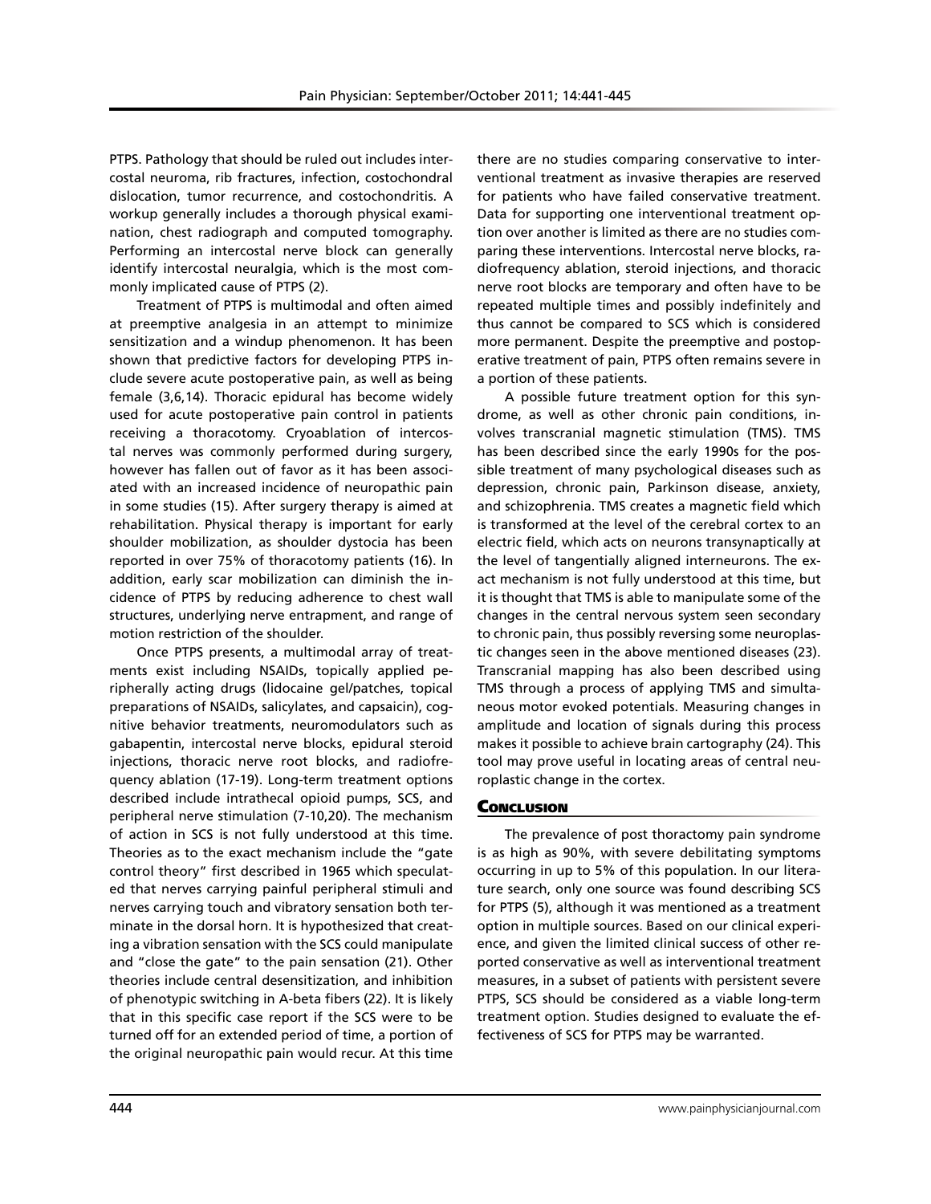PTPS. Pathology that should be ruled out includes intercostal neuroma, rib fractures, infection, costochondral dislocation, tumor recurrence, and costochondritis. A workup generally includes a thorough physical examination, chest radiograph and computed tomography. Performing an intercostal nerve block can generally identify intercostal neuralgia, which is the most commonly implicated cause of PTPS (2).

Treatment of PTPS is multimodal and often aimed at preemptive analgesia in an attempt to minimize sensitization and a windup phenomenon. It has been shown that predictive factors for developing PTPS include severe acute postoperative pain, as well as being female (3,6,14). Thoracic epidural has become widely used for acute postoperative pain control in patients receiving a thoracotomy. Cryoablation of intercostal nerves was commonly performed during surgery, however has fallen out of favor as it has been associated with an increased incidence of neuropathic pain in some studies (15). After surgery therapy is aimed at rehabilitation. Physical therapy is important for early shoulder mobilization, as shoulder dystocia has been reported in over 75% of thoracotomy patients (16). In addition, early scar mobilization can diminish the incidence of PTPS by reducing adherence to chest wall structures, underlying nerve entrapment, and range of motion restriction of the shoulder.

Once PTPS presents, a multimodal array of treatments exist including NSAIDs, topically applied peripherally acting drugs (lidocaine gel/patches, topical preparations of NSAIDs, salicylates, and capsaicin), cognitive behavior treatments, neuromodulators such as gabapentin, intercostal nerve blocks, epidural steroid injections, thoracic nerve root blocks, and radiofrequency ablation (17-19). Long-term treatment options described include intrathecal opioid pumps, SCS, and peripheral nerve stimulation (7-10,20). The mechanism of action in SCS is not fully understood at this time. Theories as to the exact mechanism include the "gate control theory" first described in 1965 which speculated that nerves carrying painful peripheral stimuli and nerves carrying touch and vibratory sensation both terminate in the dorsal horn. It is hypothesized that creating a vibration sensation with the SCS could manipulate and "close the gate" to the pain sensation (21). Other theories include central desensitization, and inhibition of phenotypic switching in A-beta fibers (22). It is likely that in this specific case report if the SCS were to be turned off for an extended period of time, a portion of the original neuropathic pain would recur. At this time there are no studies comparing conservative to interventional treatment as invasive therapies are reserved for patients who have failed conservative treatment. Data for supporting one interventional treatment option over another is limited as there are no studies comparing these interventions. Intercostal nerve blocks, radiofrequency ablation, steroid injections, and thoracic nerve root blocks are temporary and often have to be repeated multiple times and possibly indefinitely and thus cannot be compared to SCS which is considered more permanent. Despite the preemptive and postoperative treatment of pain, PTPS often remains severe in a portion of these patients.

A possible future treatment option for this syndrome, as well as other chronic pain conditions, involves transcranial magnetic stimulation (TMS). TMS has been described since the early 1990s for the possible treatment of many psychological diseases such as depression, chronic pain, Parkinson disease, anxiety, and schizophrenia. TMS creates a magnetic field which is transformed at the level of the cerebral cortex to an electric field, which acts on neurons transynaptically at the level of tangentially aligned interneurons. The exact mechanism is not fully understood at this time, but it is thought that TMS is able to manipulate some of the changes in the central nervous system seen secondary to chronic pain, thus possibly reversing some neuroplastic changes seen in the above mentioned diseases (23). Transcranial mapping has also been described using TMS through a process of applying TMS and simultaneous motor evoked potentials. Measuring changes in amplitude and location of signals during this process makes it possible to achieve brain cartography (24). This tool may prove useful in locating areas of central neuroplastic change in the cortex.

## Conclusion

The prevalence of post thoractomy pain syndrome is as high as 90%, with severe debilitating symptoms occurring in up to 5% of this population. In our literature search, only one source was found describing SCS for PTPS (5), although it was mentioned as a treatment option in multiple sources. Based on our clinical experience, and given the limited clinical success of other reported conservative as well as interventional treatment measures, in a subset of patients with persistent severe PTPS, SCS should be considered as a viable long-term treatment option. Studies designed to evaluate the effectiveness of SCS for PTPS may be warranted.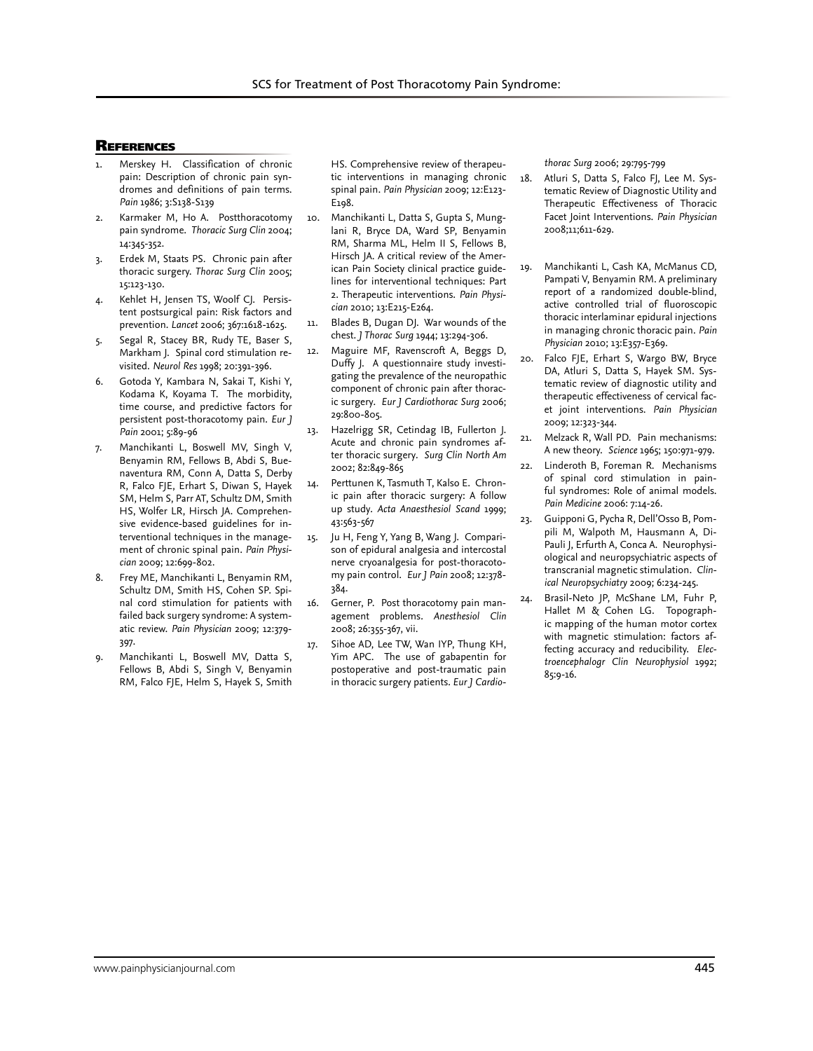## References

1. Merskey H. Classification of chronic pain: Description of chronic pain syndromes and definitions of pain terms. *Pain* 1986; 3:S138-S139
2. Karmaker M, Ho A. Postthoracotomy pain syndrome. *Thoracic Surg Clin* 2004; 14:345-352.
3. Erdek M, Staats PS. Chronic pain after thoracic surgery. *Thorac Surg Clin* 2005; 15:123-130.
4. Kehlet H, Jensen TS, Woolf CJ. Persistent postsurgical pain: Risk factors and prevention. *Lancet* 2006; 367:1618-1625.
5. Segal R, Stacey BR, Rudy TE, Baser S, Markham J. Spinal cord stimulation revisited. *Neurol Res* 1998; 20:391-396.
6. Gotoda Y, Kambara N, Sakai T, Kishi Y, Kodama K, Koyama T. The morbidity, time course, and predictive factors for persistent post-thoracotomy pain. *Eur J Pain* 2001; 5:89-96
7. Manchikanti L, Boswell MV, Singh V, Benyamin RM, Fellows B, Abdi S, Buenaventura RM, Conn A, Datta S, Derby R, Falco FJE, Erhart S, Diwan S, Hayek SM, Helm S, Parr AT, Schultz DM, Smith HS, Wolfer LR, Hirsch JA. Comprehensive evidence-based guidelines for interventional techniques in the management of chronic spinal pain. *Pain Physician* 2009; 12:699-802.
8. Frey ME, Manchikanti L, Benyamin RM, Schultz DM, Smith HS, Cohen SP. Spinal cord stimulation for patients with failed back surgery syndrome: A systematic review. *Pain Physician* 2009; 12:379-397.
9. Manchikanti L, Boswell MV, Datta S, Fellows B, Abdi S, Singh V, Benyamin RM, Falco FJE, Helm S, Hayek S, Smith HS. Comprehensive review of therapeutic interventions in managing chronic spinal pain. *Pain Physician* 2009; 12:E123-E198.
10. Manchikanti L, Datta S, Gupta S, Munglani R, Bryce DA, Ward SP, Benyamin RM, Sharma ML, Helm II S, Fellows B, Hirsch JA. A critical review of the American Pain Society clinical practice guidelines for interventional techniques: Part 2. Therapeutic interventions. *Pain Physician* 2010; 13:E215-E264.
11. Blades B, Dugan DJ. War wounds of the chest. *J Thorac Surg* 1944; 13:294-306.
12. Maguire MF, Ravenscroft A, Beggs D, Duffy J. A questionnaire study investigating the prevalence of the neuropathic component of chronic pain after thoracic surgery. *Eur J Cardiothorac Surg* 2006; 29:800-805.
13. Hazelrigg SR, Cetindag IB, Fullerton J. Acute and chronic pain syndromes after thoracic surgery. *Surg Clin North Am* 2002; 82:849-865
14. Perttunen K, Tasmuth T, Kalso E. Chronic pain after thoracic surgery: A follow up study. *Acta Anaesthesiol Scand* 1999; 43:563-567
15. Ju H, Feng Y, Yang B, Wang J. Comparison of epidural analgesia and intercostal nerve cryoanalgesia for post-thoracotomy pain control. *Eur J Pain* 2008; 12:378-384.
16. Gerner, P. Post thoracotomy pain management problems. *Anesthesiol Clin* 2008; 26:355-367, vii.
17. Sihoe AD, Lee TW, Wan IYP, Thung KH, Yim APC. The use of gabapentin for postoperative and post-traumatic pain in thoracic surgery patients. *Eur J Cardiothorac Surg* 2006; 29:795-799
18. Atluri S, Datta S, Falco FJ, Lee M. Systematic Review of Diagnostic Utility and Therapeutic Effectiveness of Thoracic Facet Joint Interventions. *Pain Physician* 2008;11;611-629.
19. Manchikanti L, Cash KA, McManus CD, Pampati V, Benyamin RM. A preliminary report of a randomized double-blind, active controlled trial of fluoroscopic thoracic interlaminar epidural injections in managing chronic thoracic pain. *Pain Physician* 2010; 13:E357-E369.
20. Falco FJE, Erhart S, Wargo BW, Bryce DA, Atluri S, Datta S, Hayek SM. Systematic review of diagnostic utility and therapeutic effectiveness of cervical facet joint interventions. *Pain Physician* 2009; 12:323-344.
21. Melzack R, Wall PD. Pain mechanisms: A new theory. *Science* 1965; 150:971-979.
22. Linderoth B, Foreman R. Mechanisms of spinal cord stimulation in painful syndromes: Role of animal models. *Pain Medicine* 2006: 7:14-26.
23. Guipponi G, Pycha R, Dell'Osso B, Pompili M, Walpoth M, Hausmann A, Di-Pauli J, Erfurth A, Conca A. Neurophysiological and neuropsychiatric aspects of transcranial magnetic stimulation. *Clinical Neuropsychiatry* 2009; 6:234-245.
24. Brasil-Neto JP, McShane LM, Fuhr P, Hallet M & Cohen LG. Topographic mapping of the human motor cortex with magnetic stimulation: factors affecting accuracy and reducibility. *Electroencephalogr Clin Neurophysiol* 1992; 85:9-16.